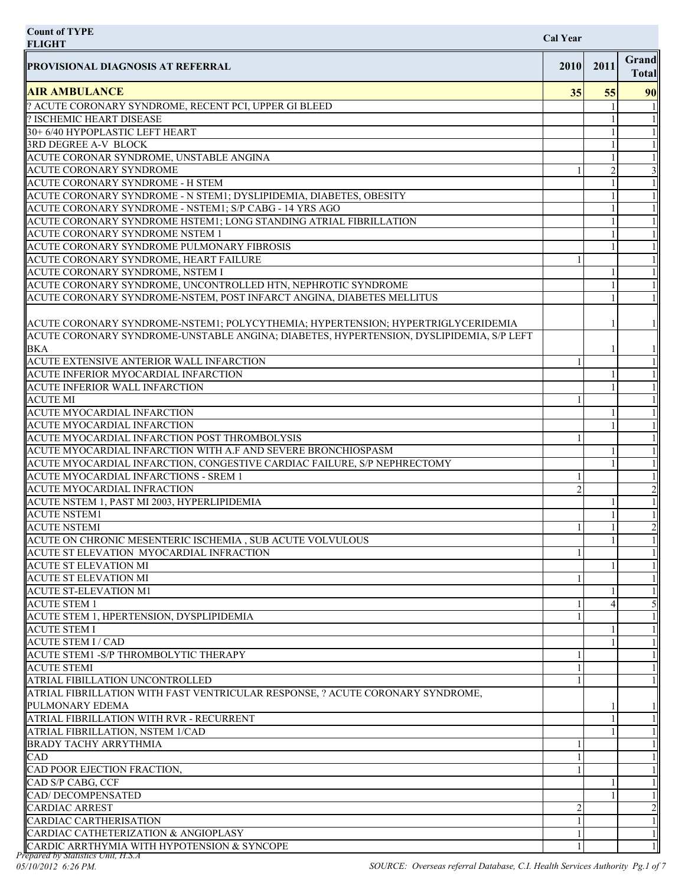**Count of TYPE FLIGHT** | **Cal Year**

| PROVISIONAL DIAGNOSIS AT REFERRAL | 2010 | 2011 | Grand Total |
|---|---|---|---|
| **AIR AMBULANCE** | **35** | **55** | **90** |
| ? ACUTE CORONARY SYNDROME, RECENT PCI, UPPER GI BLEED | | 1 | 1 |
| ? ISCHEMIC HEART DISEASE | | 1 | 1 |
| 30+ 6/40 HYPOPLASTIC LEFT HEART | | 1 | 1 |
| 3RD DEGREE A-V BLOCK | | 1 | 1 |
| ACUTE CORONAR SYNDROME, UNSTABLE ANGINA | | 1 | 1 |
| ACUTE CORONARY SYNDROME | 1 | 2 | 3 |
| ACUTE CORONARY SYNDROME - H STEM | | 1 | 1 |
| ACUTE CORONARY SYNDROME - N STEM1; DYSLIPIDEMIA, DIABETES, OBESITY | | 1 | 1 |
| ACUTE CORONARY SYNDROME - NSTEM1; S/P CABG - 14 YRS AGO | | 1 | 1 |
| ACUTE CORONARY SYNDROME HSTEM1; LONG STANDING ATRIAL FIBRILLATION | | 1 | 1 |
| ACUTE CORONARY SYNDROME NSTEM 1 | | 1 | 1 |
| ACUTE CORONARY SYNDROME PULMONARY FIBROSIS | | 1 | 1 |
| ACUTE CORONARY SYNDROME, HEART FAILURE | 1 | | 1 |
| ACUTE CORONARY SYNDROME, NSTEM I | | 1 | 1 |
| ACUTE CORONARY SYNDROME, UNCONTROLLED HTN, NEPHROTIC SYNDROME | | 1 | 1 |
| ACUTE CORONARY SYNDROME-NSTEM, POST INFARCT ANGINA, DIABETES MELLITUS | | 1 | 1 |
| ACUTE CORONARY SYNDROME-NSTEM1; POLYCYTHEMIA; HYPERTENSION; HYPERTRIGLYCERIDEMIA | | 1 | 1 |
| ACUTE CORONARY SYNDROME-UNSTABLE ANGINA; DIABETES, HYPERTENSION, DYSLIPIDEMIA, S/P LEFT BKA | | 1 | 1 |
| ACUTE EXTENSIVE ANTERIOR WALL INFARCTION | 1 | | 1 |
| ACUTE INFERIOR MYOCARDIAL INFARCTION | | 1 | 1 |
| ACUTE INFERIOR WALL INFARCTION | | 1 | 1 |
| ACUTE MI | 1 | | 1 |
| ACUTE MYOCARDIAL INFARCTION | | 1 | 1 |
| ACUTE MYOCARDIAL INFARCTION | | 1 | 1 |
| ACUTE MYOCARDIAL INFARCTION POST THROMBOLYSIS | 1 | | 1 |
| ACUTE MYOCARDIAL INFARCTION WITH A.F AND SEVERE BRONCHIOSPASM | | 1 | 1 |
| ACUTE MYOCARDIAL INFARCTION, CONGESTIVE CARDIAC FAILURE, S/P NEPHRECTOMY | | 1 | 1 |
| ACUTE MYOCARDIAL INFARCTIONS - SREM 1 | 1 | | 1 |
| ACUTE MYOCARDIAL INFRACTION | 2 | | 2 |
| ACUTE NSTEM 1, PAST MI 2003, HYPERLIPIDEMIA | | 1 | 1 |
| ACUTE NSTEM1 | | 1 | 1 |
| ACUTE NSTEMI | 1 | 1 | 2 |
| ACUTE ON CHRONIC MESENTERIC ISCHEMIA , SUB ACUTE VOLVULOUS | | 1 | 1 |
| ACUTE ST ELEVATION MYOCARDIAL INFRACTION | 1 | | 1 |
| ACUTE ST ELEVATION MI | | 1 | 1 |
| ACUTE ST ELEVATION MI | 1 | | 1 |
| ACUTE ST-ELEVATION M1 | | 1 | 1 |
| ACUTE STEM 1 | 1 | 4 | 5 |
| ACUTE STEM 1, HPERTENSION, DYSPLIPIDEMIA | 1 | | 1 |
| ACUTE STEM I | | 1 | 1 |
| ACUTE STEM I / CAD | | 1 | 1 |
| ACUTE STEM1 -S/P THROMBOLYTIC THERAPY | 1 | | 1 |
| ACUTE STEMI | 1 | | 1 |
| ATRIAL FIBILLATION UNCONTROLLED | 1 | | 1 |
| ATRIAL FIBRILLATION WITH FAST VENTRICULAR RESPONSE, ? ACUTE CORONARY SYNDROME, PULMONARY EDEMA | | 1 | 1 |
| ATRIAL FIBRILLATION WITH RVR - RECURRENT | | 1 | 1 |
| ATRIAL FIBRILLATION, NSTEM 1/CAD | | 1 | 1 |
| BRADY TACHY ARRYTHMIA | 1 | | 1 |
| CAD | 1 | | 1 |
| CAD POOR EJECTION FRACTION, | 1 | | 1 |
| CAD S/P CABG, CCF | | 1 | 1 |
| CAD/ DECOMPENSATED | | 1 | 1 |
| CARDIAC ARREST | 2 | | 2 |
| CARDIAC CARTHERISATION | 1 | | 1 |
| CARDIAC CATHETERIZATION & ANGIOPLASY | 1 | | 1 |
| CARDIC ARRTHYMIA WITH HYPOTENSION & SYNCOPE | 1 | | 1 |

*Prepared by Statistics Unit, H.S.A*
*05/10/2012 6:26 PM.*

*SOURCE: Overseas referral Database, C.I. Health Services Authority*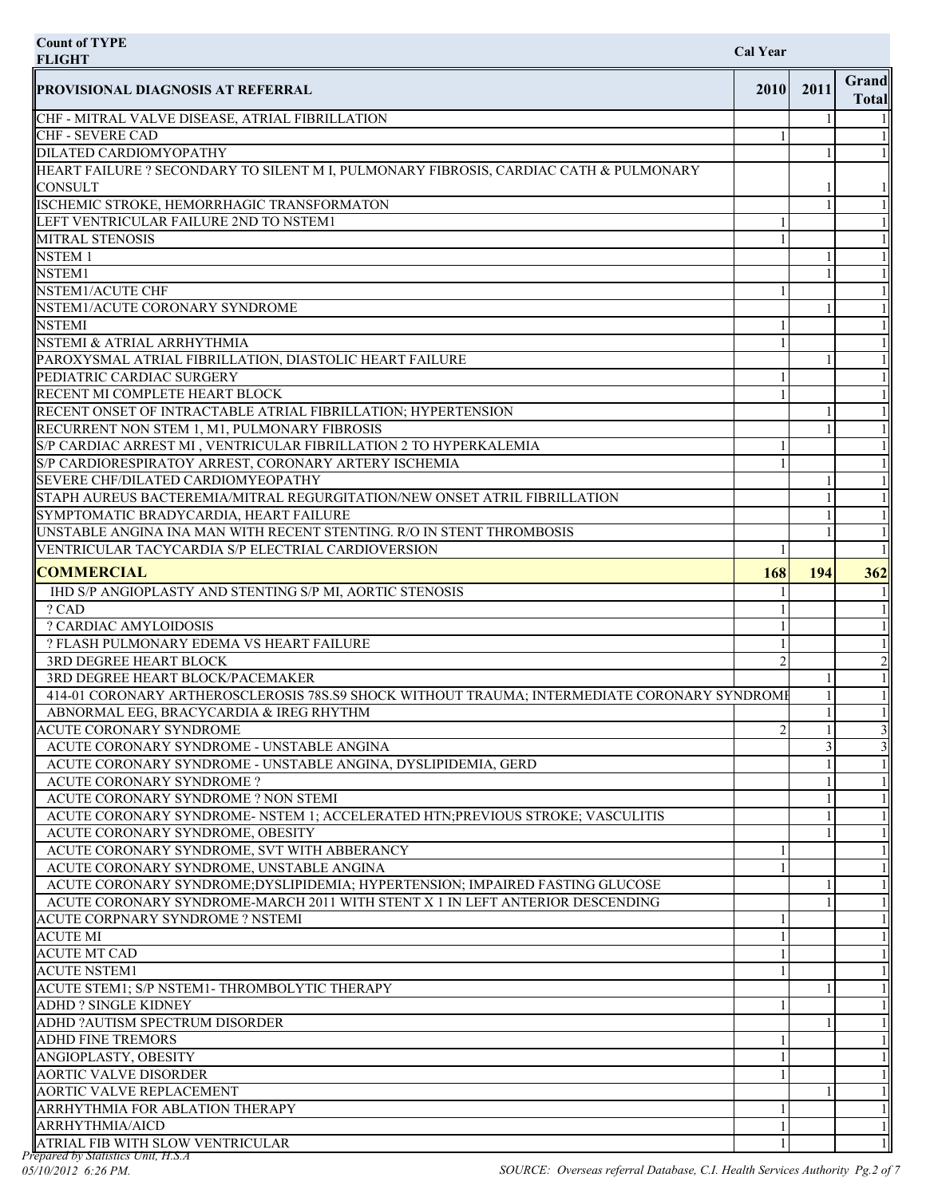| Count of TYPE | Cal Year | | |
|---|---|---|---|
| FLIGHT | | | |
| **PROVISIONAL DIAGNOSIS AT REFERRAL** | **2010** | **2011** | **Grand Total** |
| CHF - MITRAL VALVE DISEASE, ATRIAL FIBRILLATION | | 1 | 1 |
| CHF - SEVERE CAD | 1 | | 1 |
| DILATED CARDIOMYOPATHY | | 1 | 1 |
| HEART FAILURE ? SECONDARY TO SILENT M I, PULMONARY FIBROSIS, CARDIAC CATH & PULMONARY CONSULT | | 1 | 1 |
| ISCHEMIC STROKE, HEMORRHAGIC TRANSFORMATON | | 1 | 1 |
| LEFT VENTRICULAR FAILURE 2ND TO NSTEM1 | 1 | | 1 |
| MITRAL STENOSIS | 1 | | 1 |
| NSTEM 1 | | 1 | 1 |
| NSTEM1 | | 1 | 1 |
| NSTEM1/ACUTE CHF | 1 | | 1 |
| NSTEM1/ACUTE CORONARY SYNDROME | | 1 | 1 |
| NSTEMI | 1 | | 1 |
| NSTEMI & ATRIAL ARRHYTHMIA | 1 | | 1 |
| PAROXYSMAL ATRIAL FIBRILLATION, DIASTOLIC HEART FAILURE | | 1 | 1 |
| PEDIATRIC CARDIAC SURGERY | 1 | | 1 |
| RECENT MI COMPLETE HEART BLOCK | 1 | | 1 |
| RECENT ONSET OF INTRACTABLE ATRIAL FIBRILLATION; HYPERTENSION | | 1 | 1 |
| RECURRENT NON STEM 1, M1, PULMONARY FIBROSIS | | 1 | 1 |
| S/P CARDIAC ARREST MI , VENTRICULAR FIBRILLATION 2 TO HYPERKALEMIA | 1 | | 1 |
| S/P CARDIORESPIRATOY ARREST, CORONARY ARTERY ISCHEMIA | 1 | | 1 |
| SEVERE CHF/DILATED CARDIOMYEOPATHY | | 1 | 1 |
| STAPH AUREUS BACTEREMIA/MITRAL REGURGITATION/NEW ONSET ATRIL FIBRILLATION | | 1 | 1 |
| SYMPTOMATIC BRADYCARDIA, HEART FAILURE | | 1 | 1 |
| UNSTABLE ANGINA INA MAN WITH RECENT STENTING. R/O IN STENT THROMBOSIS | | 1 | 1 |
| VENTRICULAR TACYCARDIA S/P ELECTRIAL CARDIOVERSION | 1 | | 1 |
| **COMMERCIAL** | **168** | **194** | **362** |
| IHD S/P ANGIOPLASTY AND STENTING S/P MI, AORTIC STENOSIS | 1 | | 1 |
| ? CAD | 1 | | 1 |
| ? CARDIAC AMYLOIDOSIS | 1 | | 1 |
| ? FLASH PULMONARY EDEMA VS HEART FAILURE | 1 | | 1 |
| 3RD DEGREE HEART BLOCK | 2 | | 2 |
| 3RD DEGREE HEART BLOCK/PACEMAKER | | 1 | 1 |
| 414-01 CORONARY ARTHEROSCLEROSIS 78S.S9 SHOCK WITHOUT TRAUMA; INTERMEDIATE CORONARY SYNDROME | | 1 | 1 |
| ABNORMAL EEG, BRACYCARDIA & IREG RHYTHM | | 1 | 1 |
| ACUTE CORONARY SYNDROME | 2 | 1 | 3 |
| ACUTE CORONARY SYNDROME - UNSTABLE ANGINA | | 3 | 3 |
| ACUTE CORONARY SYNDROME - UNSTABLE ANGINA, DYSLIPIDEMIA, GERD | | 1 | 1 |
| ACUTE CORONARY SYNDROME ? | | 1 | 1 |
| ACUTE CORONARY SYNDROME ? NON STEMI | | 1 | 1 |
| ACUTE CORONARY SYNDROME- NSTEM 1; ACCELERATED HTN;PREVIOUS STROKE; VASCULITIS | | 1 | 1 |
| ACUTE CORONARY SYNDROME, OBESITY | | 1 | 1 |
| ACUTE CORONARY SYNDROME, SVT WITH ABBERANCY | 1 | | 1 |
| ACUTE CORONARY SYNDROME, UNSTABLE ANGINA | 1 | | 1 |
| ACUTE CORONARY SYNDROME;DYSLIPIDEMIA; HYPERTENSION; IMPAIRED FASTING GLUCOSE | | 1 | 1 |
| ACUTE CORONARY SYNDROME-MARCH 2011 WITH STENT X 1 IN LEFT ANTERIOR DESCENDING | | 1 | 1 |
| ACUTE CORPNARY SYNDROME ? NSTEMI | 1 | | 1 |
| ACUTE MI | 1 | | 1 |
| ACUTE MT CAD | 1 | | 1 |
| ACUTE NSTEM1 | 1 | | 1 |
| ACUTE STEM1; S/P NSTEM1- THROMBOLYTIC THERAPY | | 1 | 1 |
| ADHD ? SINGLE KIDNEY | 1 | | 1 |
| ADHD ?AUTISM SPECTRUM DISORDER | | 1 | 1 |
| ADHD FINE TREMORS | 1 | | 1 |
| ANGIOPLASTY, OBESITY | 1 | | 1 |
| AORTIC VALVE DISORDER | 1 | | 1 |
| AORTIC VALVE REPLACEMENT | | 1 | 1 |
| ARRHYTHMIA FOR ABLATION THERAPY | 1 | | 1 |
| ARRHYTHMIA/AICD | 1 | | 1 |
| ATRIAL FIB WITH SLOW VENTRICULAR | 1 | | 1 |

*Prepared by Statistics Unit, H.S.A*
*05/10/2012 6:26 PM.*
*SOURCE: Overseas referral Database, C.I. Health Services Authority*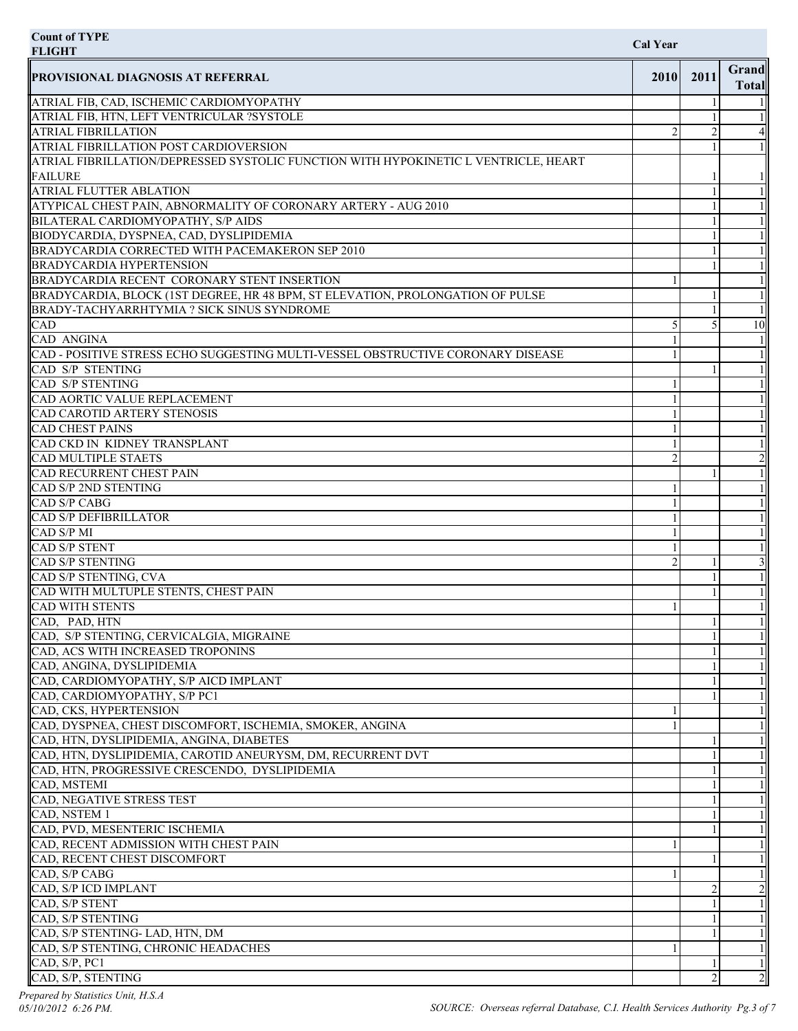**Count of TYPE**
**FLIGHT**

| PROVISIONAL DIAGNOSIS AT REFERRAL | Cal Year 2010 | 2011 | Grand Total |
|---|---|---|---|
| ATRIAL FIB, CAD, ISCHEMIC CARDIOMYOPATHY | | 1 | 1 |
| ATRIAL FIB, HTN, LEFT VENTRICULAR ?SYSTOLE | | 1 | 1 |
| ATRIAL FIBRILLATION | 2 | 2 | 4 |
| ATRIAL FIBRILLATION POST CARDIOVERSION | | 1 | 1 |
| ATRIAL FIBRILLATION/DEPRESSED SYSTOLIC FUNCTION WITH HYPOKINETIC L VENTRICLE, HEART FAILURE | | 1 | 1 |
| ATRIAL FLUTTER ABLATION | | 1 | 1 |
| ATYPICAL CHEST PAIN, ABNORMALITY OF CORONARY ARTERY - AUG 2010 | | 1 | 1 |
| BILATERAL CARDIOMYOPATHY, S/P AIDS | | 1 | 1 |
| BIODYCARDIA, DYSPNEA, CAD, DYSLIPIDEMIA | | 1 | 1 |
| BRADYCARDIA CORRECTED WITH PACEMAKERON SEP 2010 | | 1 | 1 |
| BRADYCARDIA HYPERTENSION | | 1 | 1 |
| BRADYCARDIA RECENT CORONARY STENT INSERTION | 1 | | 1 |
| BRADYCARDIA, BLOCK (1ST DEGREE, HR 48 BPM, ST ELEVATION, PROLONGATION OF PULSE | | 1 | 1 |
| BRADY-TACHYARRHYTMIA ? SICK SINUS SYNDROME | | 1 | 1 |
| CAD | 5 | 5 | 10 |
| CAD ANGINA | 1 | | 1 |
| CAD - POSITIVE STRESS ECHO SUGGESTING MULTI-VESSEL OBSTRUCTIVE CORONARY DISEASE | 1 | | 1 |
| CAD S/P STENTING | | 1 | 1 |
| CAD S/P STENTING | 1 | | 1 |
| CAD AORTIC VALUE REPLACEMENT | 1 | | 1 |
| CAD CAROTID ARTERY STENOSIS | 1 | | 1 |
| CAD CHEST PAINS | 1 | | 1 |
| CAD CKD IN KIDNEY TRANSPLANT | 1 | | 1 |
| CAD MULTIPLE STAETS | 2 | | 2 |
| CAD RECURRENT CHEST PAIN | | 1 | 1 |
| CAD S/P 2ND STENTING | 1 | | 1 |
| CAD S/P CABG | 1 | | 1 |
| CAD S/P DEFIBRILLATOR | 1 | | 1 |
| CAD S/P MI | 1 | | 1 |
| CAD S/P STENT | 1 | | 1 |
| CAD S/P STENTING | 2 | 1 | 3 |
| CAD S/P STENTING, CVA | | 1 | 1 |
| CAD WITH MULTUPLE STENTS, CHEST PAIN | | 1 | 1 |
| CAD WITH STENTS | 1 | | 1 |
| CAD, PAD, HTN | | 1 | 1 |
| CAD, S/P STENTING, CERVICALGIA, MIGRAINE | | 1 | 1 |
| CAD, ACS WITH INCREASED TROPONINS | | 1 | 1 |
| CAD, ANGINA, DYSLIPIDEMIA | | 1 | 1 |
| CAD, CARDIOMYOPATHY, S/P AICD IMPLANT | | 1 | 1 |
| CAD, CARDIOMYOPATHY, S/P PC1 | | 1 | 1 |
| CAD, CKS, HYPERTENSION | 1 | | 1 |
| CAD, DYSPNEA, CHEST DISCOMFORT, ISCHEMIA, SMOKER, ANGINA | 1 | | 1 |
| CAD, HTN, DYSLIPIDEMIA, ANGINA, DIABETES | | 1 | 1 |
| CAD, HTN, DYSLIPIDEMIA, CAROTID ANEURYSM, DM, RECURRENT DVT | | 1 | 1 |
| CAD, HTN, PROGRESSIVE CRESCENDO, DYSLIPIDEMIA | | 1 | 1 |
| CAD, MSTEMI | | 1 | 1 |
| CAD, NEGATIVE STRESS TEST | | 1 | 1 |
| CAD, NSTEM 1 | | 1 | 1 |
| CAD, PVD, MESENTERIC ISCHEMIA | | 1 | 1 |
| CAD, RECENT ADMISSION WITH CHEST PAIN | 1 | | 1 |
| CAD, RECENT CHEST DISCOMFORT | | 1 | 1 |
| CAD, S/P CABG | 1 | | 1 |
| CAD, S/P ICD IMPLANT | | 2 | 2 |
| CAD, S/P STENT | | 1 | 1 |
| CAD, S/P STENTING | | 1 | 1 |
| CAD, S/P STENTING- LAD, HTN, DM | | 1 | 1 |
| CAD, S/P STENTING, CHRONIC HEADACHES | 1 | | 1 |
| CAD, S/P, PC1 | | 1 | 1 |
| CAD, S/P, STENTING | | 2 | 2 |

*Prepared by Statistics Unit, H.S.A*
*05/10/2012 6:26 PM.*

*SOURCE: Overseas referral Database, C.I. Health Services Authority*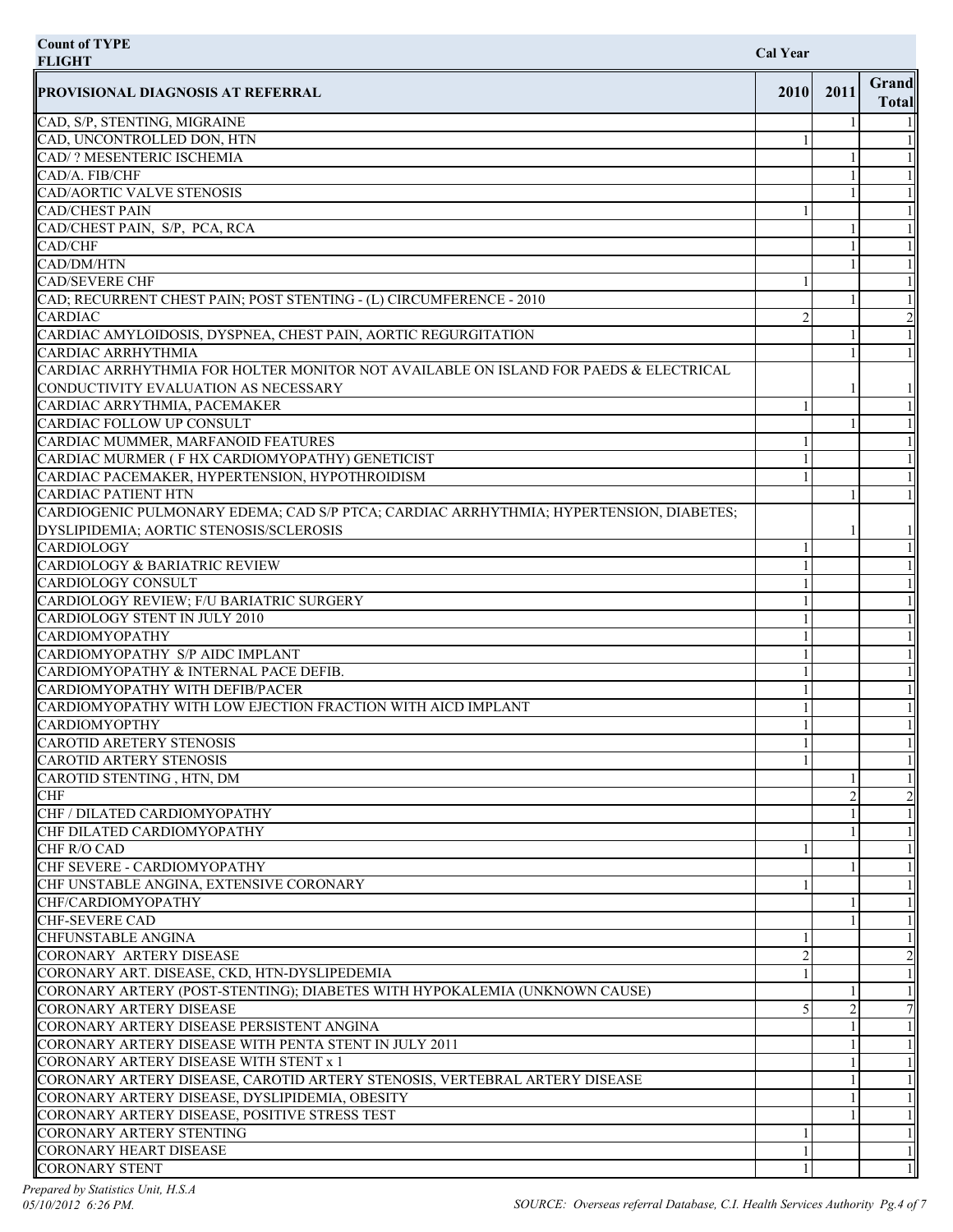**Count of TYPE**
**FLIGHT**

| PROVISIONAL DIAGNOSIS AT REFERRAL | Cal Year 2010 | 2011 | Grand Total |
|---|---|---|---|
| CAD, S/P, STENTING, MIGRAINE | | 1 | 1 |
| CAD, UNCONTROLLED DON, HTN | 1 | | 1 |
| CAD/ ? MESENTERIC ISCHEMIA | | 1 | 1 |
| CAD/A. FIB/CHF | | 1 | 1 |
| CAD/AORTIC VALVE STENOSIS | | 1 | 1 |
| CAD/CHEST PAIN | 1 | | 1 |
| CAD/CHEST PAIN, S/P, PCA, RCA | | 1 | 1 |
| CAD/CHF | | 1 | 1 |
| CAD/DM/HTN | | 1 | 1 |
| CAD/SEVERE CHF | 1 | | 1 |
| CAD; RECURRENT CHEST PAIN; POST STENTING - (L) CIRCUMFERENCE - 2010 | | 1 | 1 |
| CARDIAC | 2 | | 2 |
| CARDIAC AMYLOIDOSIS, DYSPNEA, CHEST PAIN, AORTIC REGURGITATION | | 1 | 1 |
| CARDIAC ARRHYTHMIA | | 1 | 1 |
| CARDIAC ARRHYTHMIA FOR HOLTER MONITOR NOT AVAILABLE ON ISLAND FOR PAEDS & ELECTRICAL CONDUCTIVITY EVALUATION AS NECESSARY | | 1 | 1 |
| CARDIAC ARRYTHMIA, PACEMAKER | 1 | | 1 |
| CARDIAC FOLLOW UP CONSULT | | 1 | 1 |
| CARDIAC MUMMER, MARFANOID FEATURES | 1 | | 1 |
| CARDIAC MURMER ( F HX CARDIOMYOPATHY) GENETICIST | 1 | | 1 |
| CARDIAC PACEMAKER, HYPERTENSION, HYPOTHROIDISM | 1 | | 1 |
| CARDIAC PATIENT HTN | | 1 | 1 |
| CARDIOGENIC PULMONARY EDEMA; CAD S/P PTCA; CARDIAC ARRHYTHMIA; HYPERTENSION, DIABETES; DYSLIPIDEMIA; AORTIC STENOSIS/SCLEROSIS | | 1 | 1 |
| CARDIOLOGY | 1 | | 1 |
| CARDIOLOGY & BARIATRIC REVIEW | 1 | | 1 |
| CARDIOLOGY CONSULT | 1 | | 1 |
| CARDIOLOGY REVIEW; F/U BARIATRIC SURGERY | 1 | | 1 |
| CARDIOLOGY STENT IN JULY 2010 | 1 | | 1 |
| CARDIOMYOPATHY | 1 | | 1 |
| CARDIOMYOPATHY S/P AIDC IMPLANT | 1 | | 1 |
| CARDIOMYOPATHY & INTERNAL PACE DEFIB. | 1 | | 1 |
| CARDIOMYOPATHY WITH DEFIB/PACER | 1 | | 1 |
| CARDIOMYOPATHY WITH LOW EJECTION FRACTION WITH AICD IMPLANT | 1 | | 1 |
| CARDIOMYOPTHY | 1 | | 1 |
| CAROTID ARETERY STENOSIS | 1 | | 1 |
| CAROTID ARTERY STENOSIS | 1 | | 1 |
| CAROTID STENTING , HTN, DM | | 1 | 1 |
| CHF | | 2 | 2 |
| CHF / DILATED CARDIOMYOPATHY | | 1 | 1 |
| CHF DILATED CARDIOMYOPATHY | | 1 | 1 |
| CHF R/O CAD | 1 | | 1 |
| CHF SEVERE - CARDIOMYOPATHY | | 1 | 1 |
| CHF UNSTABLE ANGINA, EXTENSIVE CORONARY | 1 | | 1 |
| CHF/CARDIOMYOPATHY | | 1 | 1 |
| CHF-SEVERE CAD | | 1 | 1 |
| CHFUNSTABLE ANGINA | 1 | | 1 |
| CORONARY ARTERY DISEASE | 2 | | 2 |
| CORONARY ART. DISEASE, CKD, HTN-DYSLIPEDEMIA | 1 | | 1 |
| CORONARY ARTERY (POST-STENTING); DIABETES WITH HYPOKALEMIA (UNKNOWN CAUSE) | | 1 | 1 |
| CORONARY ARTERY DISEASE | 5 | 2 | 7 |
| CORONARY ARTERY DISEASE PERSISTENT ANGINA | | 1 | 1 |
| CORONARY ARTERY DISEASE WITH PENTA STENT IN JULY 2011 | | 1 | 1 |
| CORONARY ARTERY DISEASE WITH STENT x 1 | | 1 | 1 |
| CORONARY ARTERY DISEASE, CAROTID ARTERY STENOSIS, VERTEBRAL ARTERY DISEASE | | 1 | 1 |
| CORONARY ARTERY DISEASE, DYSLIPIDEMIA, OBESITY | | 1 | 1 |
| CORONARY ARTERY DISEASE, POSITIVE STRESS TEST | | 1 | 1 |
| CORONARY ARTERY STENTING | 1 | | 1 |
| CORONARY HEART DISEASE | 1 | | 1 |
| CORONARY STENT | 1 | | 1 |

*Prepared by Statistics Unit, H.S.A*
*05/10/2012 6:26 PM.*

*SOURCE: Overseas referral Database, C.I. Health Services Authority*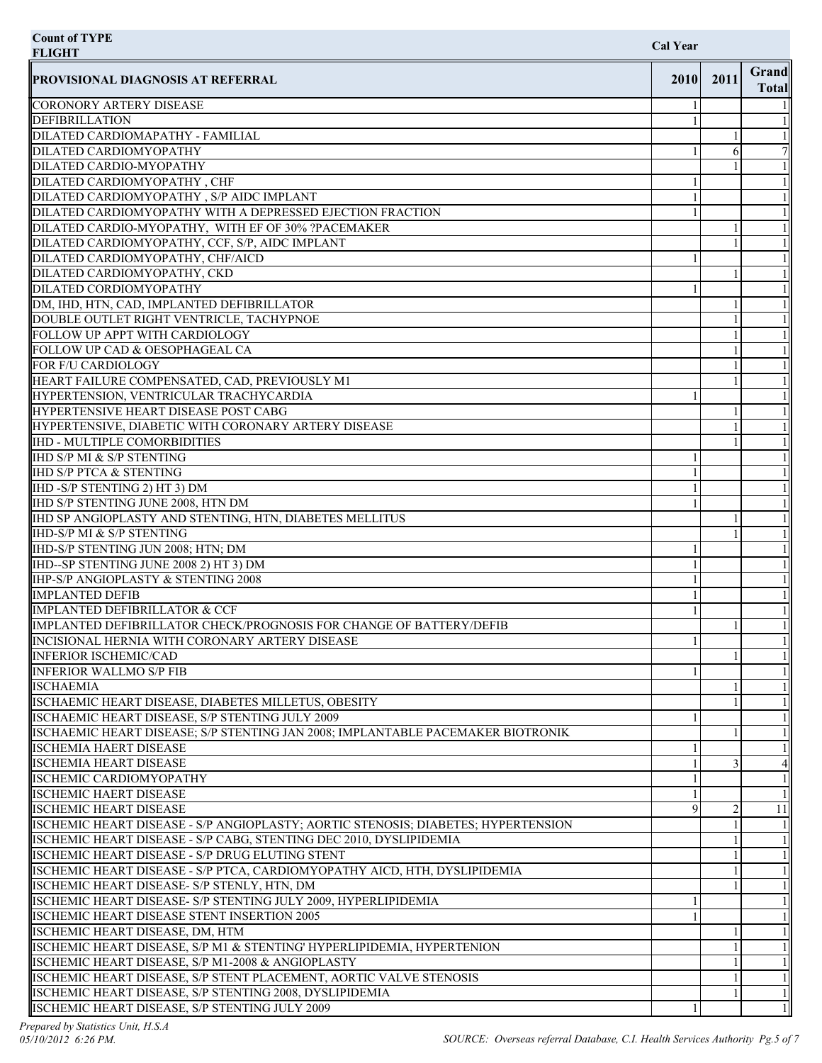| Count of TYPE FLIGHT | Cal Year | | |
|---|---|---|---|
| PROVISIONAL DIAGNOSIS AT REFERRAL | 2010 | 2011 | Grand Total |
| CORONORY ARTERY DISEASE | 1 | | 1 |
| DEFIBRILLATION | 1 | | 1 |
| DILATED CARDIOMAPATHY - FAMILIAL | | 1 | 1 |
| DILATED CARDIOMYOPATHY | 1 | 6 | 7 |
| DILATED CARDIO-MYOPATHY | | 1 | 1 |
| DILATED CARDIOMYOPATHY , CHF | 1 | | 1 |
| DILATED CARDIOMYOPATHY , S/P AIDC IMPLANT | 1 | | 1 |
| DILATED CARDIOMYOPATHY WITH A DEPRESSED EJECTION FRACTION | 1 | | 1 |
| DILATED CARDIO-MYOPATHY, WITH EF OF 30% ?PACEMAKER | | 1 | 1 |
| DILATED CARDIOMYOPATHY, CCF, S/P, AIDC IMPLANT | | 1 | 1 |
| DILATED CARDIOMYOPATHY, CHF/AICD | 1 | | 1 |
| DILATED CARDIOMYOPATHY, CKD | | 1 | 1 |
| DILATED CORDIOMYOPATHY | 1 | | 1 |
| DM, IHD, HTN, CAD, IMPLANTED DEFIBRILLATOR | | 1 | 1 |
| DOUBLE OUTLET RIGHT VENTRICLE, TACHYPNOE | | 1 | 1 |
| FOLLOW UP APPT WITH CARDIOLOGY | | 1 | 1 |
| FOLLOW UP CAD & OESOPHAGEAL CA | | 1 | 1 |
| FOR F/U CARDIOLOGY | | 1 | 1 |
| HEART FAILURE COMPENSATED, CAD, PREVIOUSLY M1 | | 1 | 1 |
| HYPERTENSION, VENTRICULAR TRACHYCARDIA | 1 | | 1 |
| HYPERTENSIVE HEART DISEASE POST CABG | | 1 | 1 |
| HYPERTENSIVE, DIABETIC WITH CORONARY ARTERY DISEASE | | 1 | 1 |
| IHD - MULTIPLE COMORBIDITIES | | 1 | 1 |
| IHD S/P MI & S/P STENTING | 1 | | 1 |
| IHD S/P PTCA & STENTING | 1 | | 1 |
| IHD -S/P STENTING 2) HT 3) DM | 1 | | 1 |
| IHD S/P STENTING JUNE 2008, HTN DM | 1 | | 1 |
| IHD SP ANGIOPLASTY AND STENTING, HTN, DIABETES MELLITUS | | 1 | 1 |
| IHD-S/P MI & S/P STENTING | | 1 | 1 |
| IHD-S/P STENTING JUN 2008; HTN; DM | 1 | | 1 |
| IHD--SP STENTING JUNE 2008 2) HT 3) DM | 1 | | 1 |
| IHP-S/P ANGIOPLASTY & STENTING 2008 | 1 | | 1 |
| IMPLANTED DEFIB | 1 | | 1 |
| IMPLANTED DEFIBRILLATOR & CCF | 1 | | 1 |
| IMPLANTED DEFIBRILLATOR CHECK/PROGNOSIS FOR CHANGE OF BATTERY/DEFIB | | 1 | 1 |
| INCISIONAL HERNIA WITH CORONARY ARTERY DISEASE | 1 | | 1 |
| INFERIOR ISCHEMIC/CAD | | 1 | 1 |
| INFERIOR WALLMO S/P FIB | 1 | | 1 |
| ISCHAEMIA | | 1 | 1 |
| ISCHAEMIC HEART DISEASE, DIABETES MILLETUS, OBESITY | | 1 | 1 |
| ISCHAEMIC HEART DISEASE, S/P STENTING JULY 2009 | 1 | | 1 |
| ISCHAEMIC HEART DISEASE; S/P STENTING JAN 2008; IMPLANTABLE PACEMAKER BIOTRONIK | | 1 | 1 |
| ISCHEMIA HAERT DISEASE | 1 | | 1 |
| ISCHEMIA HEART DISEASE | 1 | 3 | 4 |
| ISCHEMIC CARDIOMYOPATHY | 1 | | 1 |
| ISCHEMIC HAERT DISEASE | 1 | | 1 |
| ISCHEMIC HEART DISEASE | 9 | 2 | 11 |
| ISCHEMIC HEART DISEASE - S/P ANGIOPLASTY; AORTIC STENOSIS; DIABETES; HYPERTENSION | | 1 | 1 |
| ISCHEMIC HEART DISEASE - S/P CABG, STENTING DEC 2010, DYSLIPIDEMIA | | 1 | 1 |
| ISCHEMIC HEART DISEASE - S/P DRUG ELUTING STENT | | 1 | 1 |
| ISCHEMIC HEART DISEASE - S/P PTCA, CARDIOMYOPATHY AICD, HTH, DYSLIPIDEMIA | | 1 | 1 |
| ISCHEMIC HEART DISEASE- S/P STENLY, HTN, DM | | 1 | 1 |
| ISCHEMIC HEART DISEASE- S/P STENTING JULY 2009, HYPERLIPIDEMIA | 1 | | 1 |
| ISCHEMIC HEART DISEASE STENT INSERTION 2005 | 1 | | 1 |
| ISCHEMIC HEART DISEASE, DM, HTM | | 1 | 1 |
| ISCHEMIC HEART DISEASE, S/P M1 & STENTING' HYPERLIPIDEMIA, HYPERTENION | | 1 | 1 |
| ISCHEMIC HEART DISEASE, S/P M1-2008 & ANGIOPLASTY | | 1 | 1 |
| ISCHEMIC HEART DISEASE, S/P STENT PLACEMENT, AORTIC VALVE STENOSIS | | 1 | 1 |
| ISCHEMIC HEART DISEASE, S/P STENTING 2008, DYSLIPIDEMIA | | 1 | 1 |
| ISCHEMIC HEART DISEASE, S/P STENTING JULY 2009 | 1 | | 1 |

*Prepared by Statistics Unit, H.S.A*
*05/10/2012 6:26 PM.*

*SOURCE: Overseas referral Database, C.I. Health Services Authority*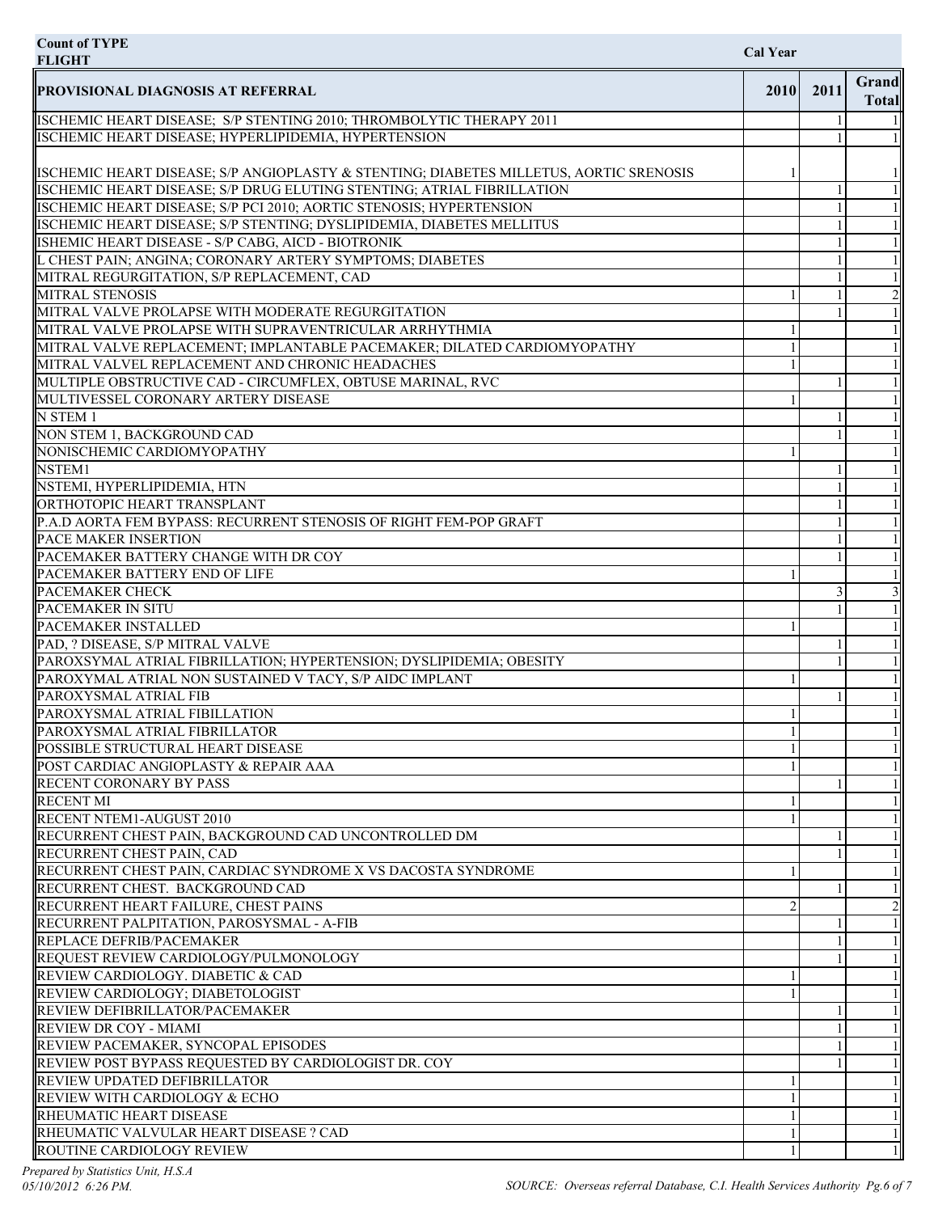| Count of TYPE FLIGHT | Cal Year | | |
|---|---|---|---|
| PROVISIONAL DIAGNOSIS AT REFERRAL | 2010 | 2011 | Grand Total |
| ISCHEMIC HEART DISEASE;  S/P STENTING 2010; THROMBOLYTIC THERAPY 2011 | | 1 | 1 |
| ISCHEMIC HEART DISEASE; HYPERLIPIDEMIA, HYPERTENSION | | 1 | 1 |
| ISCHEMIC HEART DISEASE; S/P ANGIOPLASTY & STENTING; DIABETES MILLETUS, AORTIC SRENOSIS | 1 | | 1 |
| ISCHEMIC HEART DISEASE; S/P DRUG ELUTING STENTING; ATRIAL FIBRILLATION | | 1 | 1 |
| ISCHEMIC HEART DISEASE; S/P PCI 2010; AORTIC STENOSIS; HYPERTENSION | | 1 | 1 |
| ISCHEMIC HEART DISEASE; S/P STENTING; DYSLIPIDEMIA, DIABETES MELLITUS | | 1 | 1 |
| ISHEMIC HEART DISEASE - S/P CABG, AICD - BIOTRONIK | | 1 | 1 |
| L CHEST PAIN; ANGINA; CORONARY ARTERY SYMPTOMS; DIABETES | | 1 | 1 |
| MITRAL REGURGITATION, S/P REPLACEMENT, CAD | | 1 | 1 |
| MITRAL STENOSIS | 1 | 1 | 2 |
| MITRAL VALVE PROLAPSE WITH MODERATE REGURGITATION | | 1 | 1 |
| MITRAL VALVE PROLAPSE WITH SUPRAVENTRICULAR ARRHYTHMIA | 1 | | 1 |
| MITRAL VALVE REPLACEMENT; IMPLANTABLE PACEMAKER; DILATED CARDIOMYOPATHY | 1 | | 1 |
| MITRAL VALVEL REPLACEMENT AND CHRONIC HEADACHES | 1 | | 1 |
| MULTIPLE OBSTRUCTIVE CAD - CIRCUMFLEX, OBTUSE MARINAL, RVC | | 1 | 1 |
| MULTIVESSEL CORONARY ARTERY DISEASE | 1 | | 1 |
| N STEM 1 | | 1 | 1 |
| NON STEM 1, BACKGROUND CAD | | 1 | 1 |
| NONISCHEMIC CARDIOMYOPATHY | 1 | | 1 |
| NSTEM1 | | 1 | 1 |
| NSTEMI, HYPERLIPIDEMIA, HTN | | 1 | 1 |
| ORTHOTOPIC HEART TRANSPLANT | | 1 | 1 |
| P.A.D AORTA FEM BYPASS: RECURRENT STENOSIS OF RIGHT FEM-POP GRAFT | | 1 | 1 |
| PACE MAKER INSERTION | | 1 | 1 |
| PACEMAKER BATTERY CHANGE WITH DR COY | | 1 | 1 |
| PACEMAKER BATTERY END OF LIFE | 1 | | 1 |
| PACEMAKER CHECK | | 3 | 3 |
| PACEMAKER IN SITU | | 1 | 1 |
| PACEMAKER INSTALLED | 1 | | 1 |
| PAD, ? DISEASE, S/P MITRAL VALVE | | 1 | 1 |
| PAROXSYMAL ATRIAL FIBRILLATION; HYPERTENSION; DYSLIPIDEMIA; OBESITY | | 1 | 1 |
| PAROXYMAL ATRIAL NON SUSTAINED V TACY, S/P AIDC IMPLANT | 1 | | 1 |
| PAROXYSMAL ATRIAL FIB | | 1 | 1 |
| PAROXYSMAL ATRIAL FIBILLATION | 1 | | 1 |
| PAROXYSMAL ATRIAL FIBRILLATOR | 1 | | 1 |
| POSSIBLE STRUCTURAL HEART DISEASE | 1 | | 1 |
| POST CARDIAC ANGIOPLASTY & REPAIR AAA | 1 | | 1 |
| RECENT CORONARY BY PASS | | 1 | 1 |
| RECENT MI | 1 | | 1 |
| RECENT NTEM1-AUGUST 2010 | 1 | | 1 |
| RECURRENT CHEST PAIN, BACKGROUND CAD UNCONTROLLED DM | | 1 | 1 |
| RECURRENT CHEST PAIN, CAD | | 1 | 1 |
| RECURRENT CHEST PAIN, CARDIAC SYNDROME X VS DACOSTA SYNDROME | 1 | | 1 |
| RECURRENT CHEST.  BACKGROUND CAD | | 1 | 1 |
| RECURRENT HEART FAILURE, CHEST PAINS | 2 | | 2 |
| RECURRENT PALPITATION, PAROSYSMAL - A-FIB | | 1 | 1 |
| REPLACE DEFRIB/PACEMAKER | | 1 | 1 |
| REQUEST REVIEW CARDIOLOGY/PULMONOLOGY | | 1 | 1 |
| REVIEW CARDIOLOGY. DIABETIC & CAD | 1 | | 1 |
| REVIEW CARDIOLOGY; DIABETOLOGIST | 1 | | 1 |
| REVIEW DEFIBRILLATOR/PACEMAKER | | 1 | 1 |
| REVIEW DR COY - MIAMI | | 1 | 1 |
| REVIEW PACEMAKER, SYNCOPAL EPISODES | | 1 | 1 |
| REVIEW POST BYPASS REQUESTED BY CARDIOLOGIST DR. COY | | 1 | 1 |
| REVIEW UPDATED DEFIBRILLATOR | 1 | | 1 |
| REVIEW WITH CARDIOLOGY & ECHO | 1 | | 1 |
| RHEUMATIC HEART DISEASE | 1 | | 1 |
| RHEUMATIC VALVULAR HEART DISEASE ? CAD | 1 | | 1 |
| ROUTINE CARDIOLOGY REVIEW | 1 | | 1 |

*Prepared by Statistics Unit, H.S.A*
*05/10/2012 6:26 PM.*

*SOURCE: Overseas referral Database, C.I. Health Services Authority*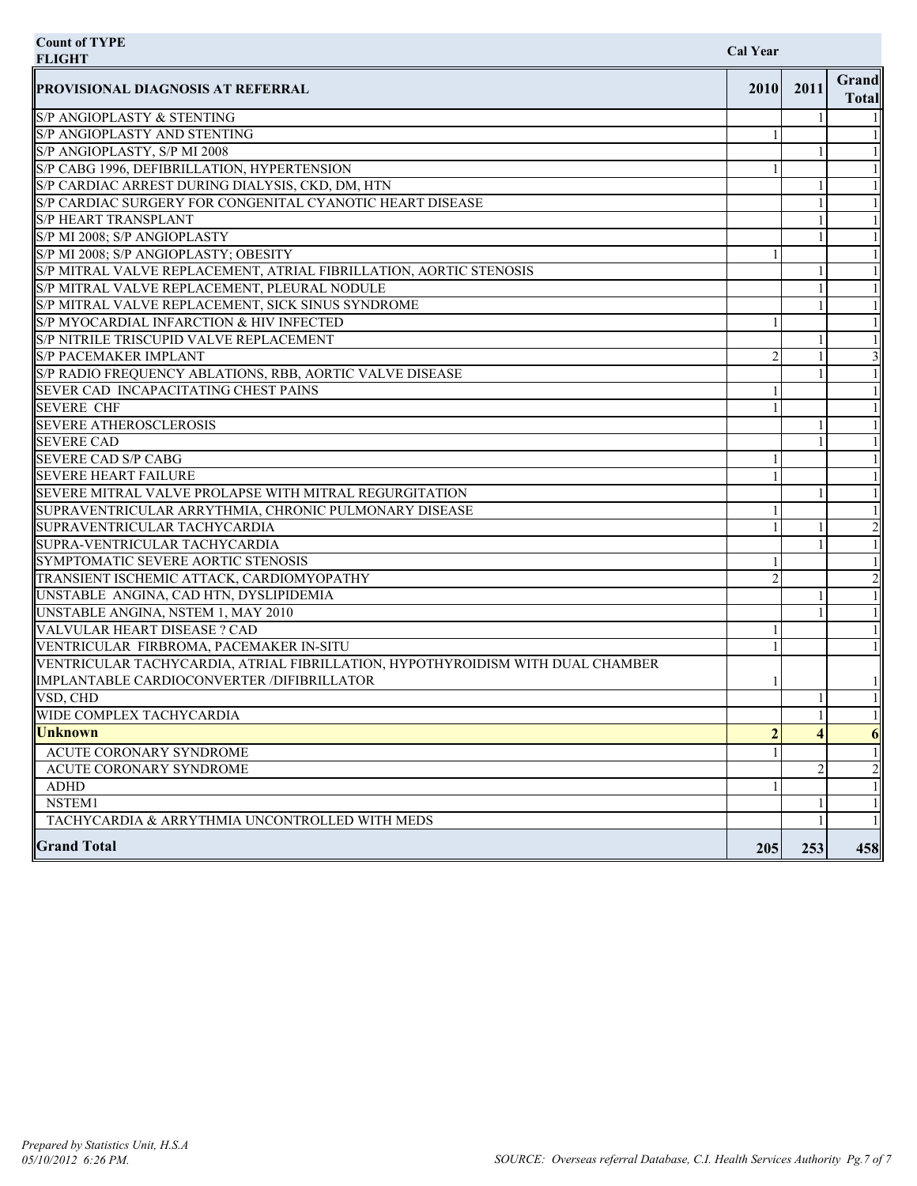**Count of TYPE**
**FLIGHT**

| PROVISIONAL DIAGNOSIS AT REFERRAL | 2010 | 2011 | Grand Total |
|---|---|---|---|
| S/P ANGIOPLASTY & STENTING | | 1 | 1 |
| S/P ANGIOPLASTY AND STENTING | 1 | | 1 |
| S/P ANGIOPLASTY, S/P MI 2008 | | 1 | 1 |
| S/P CABG 1996, DEFIBRILLATION, HYPERTENSION | 1 | | 1 |
| S/P CARDIAC ARREST DURING DIALYSIS, CKD, DM, HTN | | 1 | 1 |
| S/P CARDIAC SURGERY FOR CONGENITAL CYANOTIC HEART DISEASE | | 1 | 1 |
| S/P HEART TRANSPLANT | | 1 | 1 |
| S/P MI 2008; S/P ANGIOPLASTY | | 1 | 1 |
| S/P MI 2008; S/P ANGIOPLASTY; OBESITY | 1 | | 1 |
| S/P MITRAL VALVE REPLACEMENT, ATRIAL FIBRILLATION, AORTIC STENOSIS | | 1 | 1 |
| S/P MITRAL VALVE REPLACEMENT, PLEURAL NODULE | | 1 | 1 |
| S/P MITRAL VALVE REPLACEMENT, SICK SINUS SYNDROME | | 1 | 1 |
| S/P MYOCARDIAL INFARCTION & HIV INFECTED | 1 | | 1 |
| S/P NITRILE TRISCUPID VALVE REPLACEMENT | | 1 | 1 |
| S/P PACEMAKER IMPLANT | 2 | 1 | 3 |
| S/P RADIO FREQUENCY ABLATIONS, RBB, AORTIC VALVE DISEASE | | 1 | 1 |
| SEVER CAD INCAPACITATING CHEST PAINS | 1 | | 1 |
| SEVERE CHF | 1 | | 1 |
| SEVERE ATHEROSCLEROSIS | | 1 | 1 |
| SEVERE CAD | | 1 | 1 |
| SEVERE CAD S/P CABG | 1 | | 1 |
| SEVERE HEART FAILURE | 1 | | 1 |
| SEVERE MITRAL VALVE PROLAPSE WITH MITRAL REGURGITATION | | 1 | 1 |
| SUPRAVENTRICULAR ARRYTHMIA, CHRONIC PULMONARY DISEASE | 1 | | 1 |
| SUPRAVENTRICULAR TACHYCARDIA | 1 | 1 | 2 |
| SUPRA-VENTRICULAR TACHYCARDIA | | 1 | 1 |
| SYMPTOMATIC SEVERE AORTIC STENOSIS | 1 | | 1 |
| TRANSIENT ISCHEMIC ATTACK, CARDIOMYOPATHY | 2 | | 2 |
| UNSTABLE ANGINA, CAD HTN, DYSLIPIDEMIA | | 1 | 1 |
| UNSTABLE ANGINA, NSTEM 1, MAY 2010 | | 1 | 1 |
| VALVULAR HEART DISEASE ? CAD | 1 | | 1 |
| VENTRICULAR FIRBROMA, PACEMAKER IN-SITU | 1 | | 1 |
| VENTRICULAR TACHYCARDIA, ATRIAL FIBRILLATION, HYPOTHYROIDISM WITH DUAL CHAMBER IMPLANTABLE CARDIOCONVERTER /DIFIBRILLATOR | 1 | | 1 |
| VSD, CHD | | 1 | 1 |
| WIDE COMPLEX TACHYCARDIA | | 1 | 1 |
| **Unknown** | **2** | **4** | **6** |
| ACUTE CORONARY SYNDROME | 1 | | 1 |
| ACUTE CORONARY SYNDROME | | 2 | 2 |
| ADHD | 1 | | 1 |
| NSTEM1 | | 1 | 1 |
| TACHYCARDIA & ARRYTHMIA UNCONTROLLED WITH MEDS | | 1 | 1 |
| **Grand Total** | **205** | **253** | **458** |

*Prepared by Statistics Unit, H.S.A*
*05/10/2012 6:26 PM.*

*SOURCE: Overseas referral Database, C.I. Health Services Authority*